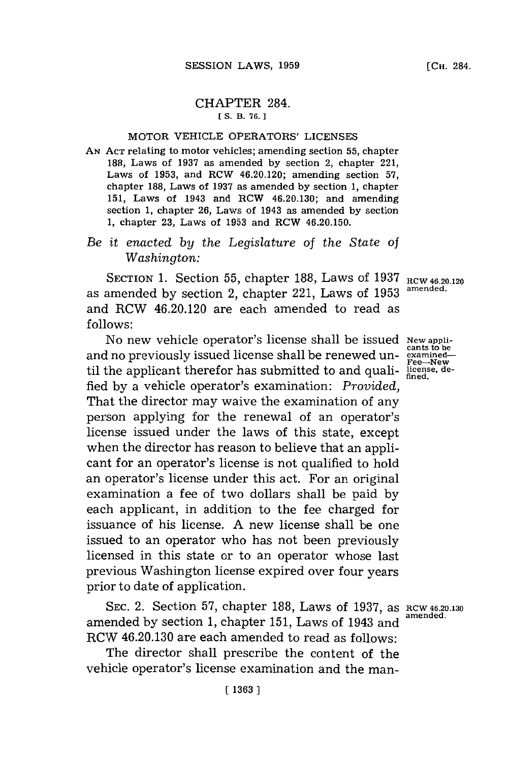# CHAPTER 284.

[S. B. 76.]

## MOTOR VEHICLE OPERATORS' LICENSES

AN ACT relating to motor vehicles; amending section 55, chapter 188, Laws of 1937 as amended by section 2, chapter 221, Laws of 1953, and RCW 46.20.120; amending section 57, chapter 188, Laws of 1937 as amended by section 1, chapter 151, Laws of 1943 and RCW 46.20.130; and amending section 1, chapter 26, Laws of 1943 as amended by section 1, chapter 23, Laws of 1953 and RCW 46.20.150.

*Be it enacted by the Legislature of the State of Washington:*

RCW 46.20.120 amended.

SECTION 1. Section 55, chapter 188, Laws of 1937 as amended by section 2, chapter 221, Laws of 1953 and RCW 46.20.120 are each amended to read as follows:

New applicants to be examined—Fee—New license, defined.

No new vehicle operator's license shall be issued and no previously issued license shall be renewed until the applicant therefor has submitted to and qualified by a vehicle operator's examination: *Provided,* That the director may waive the examination of any person applying for the renewal of an operator's license issued under the laws of this state, except when the director has reason to believe that an applicant for an operator's license is not qualified to hold an operator's license under this act. For an original examination a fee of two dollars shall be paid by each applicant, in addition to the fee charged for issuance of his license. A new license shall be one issued to an operator who has not been previously licensed in this state or to an operator whose last previous Washington license expired over four years prior to date of application.

RCW 46.20.130 amended.

SEC. 2. Section 57, chapter 188, Laws of 1937, as amended by section 1, chapter 151, Laws of 1943 and RCW 46.20.130 are each amended to read as follows:

The director shall prescribe the content of the vehicle operator's license examination and the man-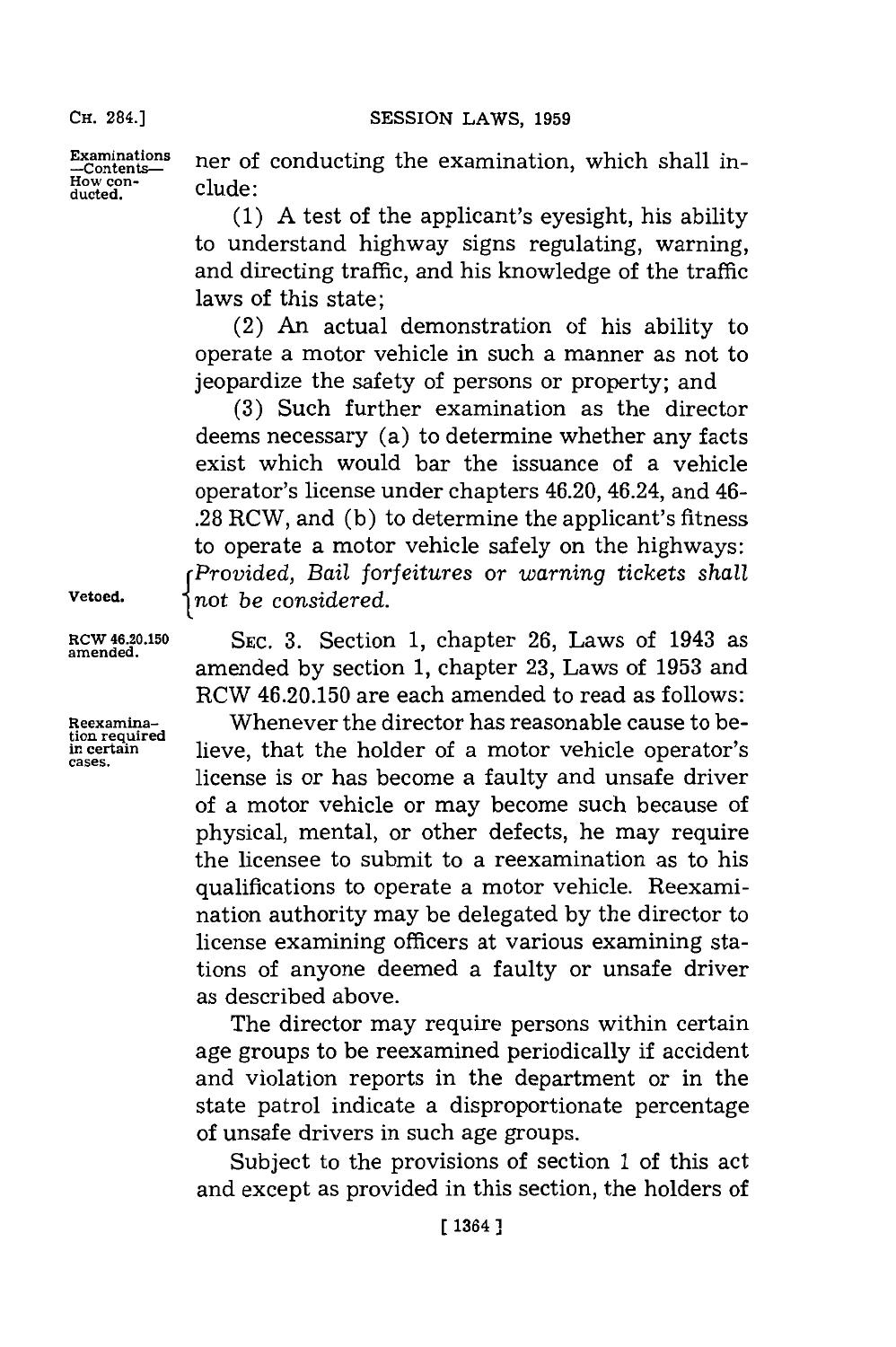ner of conducting the examination, which shall include:

(1) A test of the applicant's eyesight, his ability to understand highway signs regulating, warning, and directing traffic, and his knowledge of the traffic laws of this state;

(2) An actual demonstration of his ability to operate a motor vehicle in such a manner as not to jeopardize the safety of persons or property; and

(3) Such further examination as the director deems necessary (a) to determine whether any facts exist which would bar the issuance of a vehicle operator's license under chapters 46.20, 46.24, and 46-.28 RCW, and (b) to determine the applicant's fitness to operate a motor vehicle safely on the highways: *Provided, Bail forfeitures or warning tickets shall not be considered.*

**Vetoed.**

**RCW 46.20.150 amended.**

SEC. 3. Section 1, chapter 26, Laws of 1943 as amended by section 1, chapter 23, Laws of 1953 and RCW 46.20.150 are each amended to read as follows:

**Reexamination required in certain cases.**

Whenever the director has reasonable cause to believe, that the holder of a motor vehicle operator's license is or has become a faulty and unsafe driver of a motor vehicle or may become such because of physical, mental, or other defects, he may require the licensee to submit to a reexamination as to his qualifications to operate a motor vehicle. Reexamination authority may be delegated by the director to license examining officers at various examining stations of anyone deemed a faulty or unsafe driver as described above.

The director may require persons within certain age groups to be reexamined periodically if accident and violation reports in the department or in the state patrol indicate a disproportionate percentage of unsafe drivers in such age groups.

Subject to the provisions of section 1 of this act and except as provided in this section, the holders of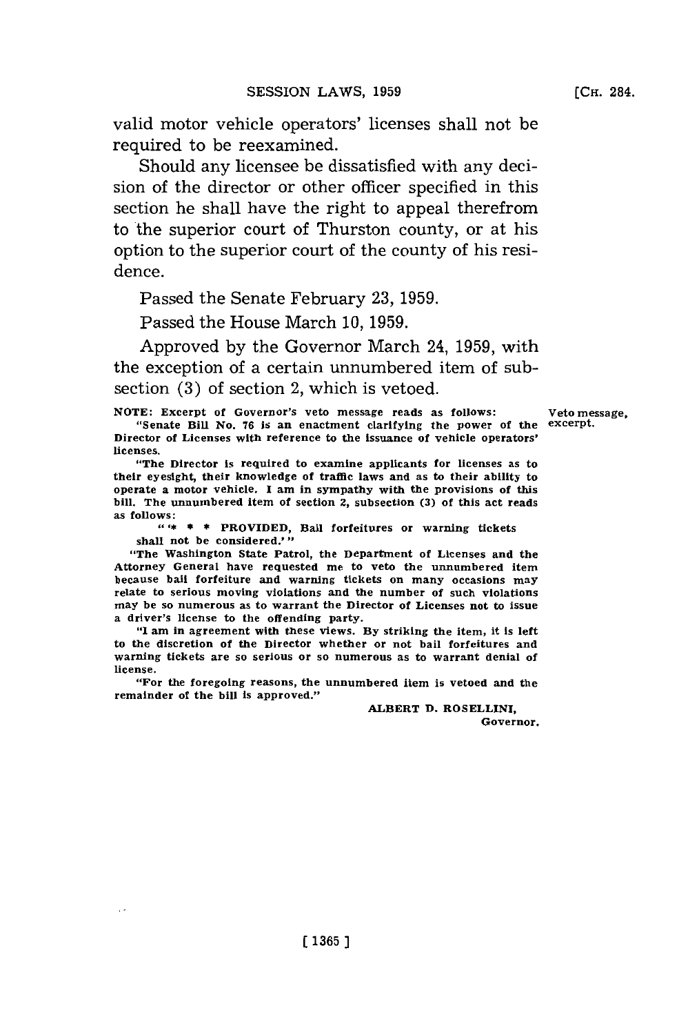valid motor vehicle operators' licenses shall not be required to be reexamined.

Should any licensee be dissatisfied with any decision of the director or other officer specified in this section he shall have the right to appeal therefrom to the superior court of Thurston county, or at his option to the superior court of the county of his residence.

Passed the Senate February 23, 1959.

Passed the House March 10, 1959.

Approved by the Governor March 24, 1959, with the exception of a certain unnumbered item of subsection (3) of section 2, which is vetoed.

Veto message, excerpt.

NOTE: Excerpt of Governor's veto message reads as follows:

"Senate Bill No. 76 is an enactment clarifying the power of the Director of Licenses with reference to the issuance of vehicle operators' licenses.

"The Director is required to examine applicants for licenses as to their eyesight, their knowledge of traffic laws and as to their ability to operate a motor vehicle. I am in sympathy with the provisions of this bill. The unnumbered item of section 2, subsection (3) of this act reads as follows:

"'* * * PROVIDED, Bail forfeitures or warning tickets shall not be considered.'"

"The Washington State Patrol, the Department of Licenses and the Attorney General have requested me to veto the unnumbered item because bail forfeiture and warning tickets on many occasions may relate to serious moving violations and the number of such violations may be so numerous as to warrant the Director of Licenses not to issue a driver's license to the offending party.

"I am in agreement with these views. By striking the item, it is left to the discretion of the Director whether or not bail forfeitures and warning tickets are so serious or so numerous as to warrant denial of license.

"For the foregoing reasons, the unnumbered item is vetoed and the remainder of the bill is approved."

ALBERT D. ROSELLINI,
Governor.